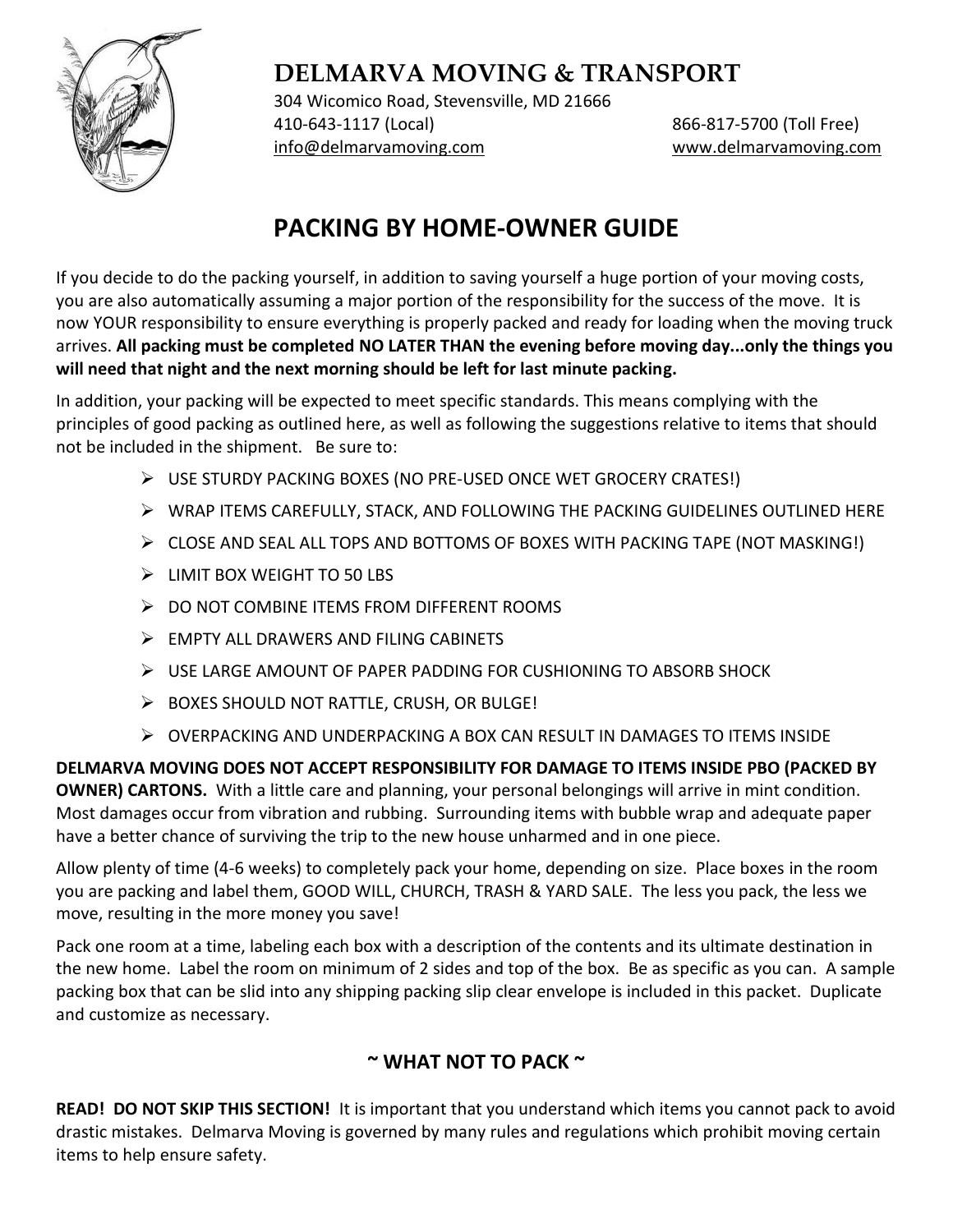# DELMARVA MOVING & TRANSPORT

304 Wicomico Road, Stevensville, MD 21666
410-643-1117 (Local) 866-817-5700 (Toll Free)
info@delmarvamoving.com www.delmarvamoving.com

## PACKING BY HOME-OWNER GUIDE

If you decide to do the packing yourself, in addition to saving yourself a huge portion of your moving costs, you are also automatically assuming a major portion of the responsibility for the success of the move. It is now YOUR responsibility to ensure everything is properly packed and ready for loading when the moving truck arrives. **All packing must be completed NO LATER THAN the evening before moving day...only the things you will need that night and the next morning should be left for last minute packing.**

In addition, your packing will be expected to meet specific standards. This means complying with the principles of good packing as outlined here, as well as following the suggestions relative to items that should not be included in the shipment. Be sure to:

- USE STURDY PACKING BOXES (NO PRE-USED ONCE WET GROCERY CRATES!)
- WRAP ITEMS CAREFULLY, STACK, AND FOLLOWING THE PACKING GUIDELINES OUTLINED HERE
- CLOSE AND SEAL ALL TOPS AND BOTTOMS OF BOXES WITH PACKING TAPE (NOT MASKING!)
- LIMIT BOX WEIGHT TO 50 LBS
- DO NOT COMBINE ITEMS FROM DIFFERENT ROOMS
- EMPTY ALL DRAWERS AND FILING CABINETS
- USE LARGE AMOUNT OF PAPER PADDING FOR CUSHIONING TO ABSORB SHOCK
- BOXES SHOULD NOT RATTLE, CRUSH, OR BULGE!
- OVERPACKING AND UNDERPACKING A BOX CAN RESULT IN DAMAGES TO ITEMS INSIDE

**DELMARVA MOVING DOES NOT ACCEPT RESPONSIBILITY FOR DAMAGE TO ITEMS INSIDE PBO (PACKED BY OWNER) CARTONS.** With a little care and planning, your personal belongings will arrive in mint condition. Most damages occur from vibration and rubbing. Surrounding items with bubble wrap and adequate paper have a better chance of surviving the trip to the new house unharmed and in one piece.

Allow plenty of time (4-6 weeks) to completely pack your home, depending on size. Place boxes in the room you are packing and label them, GOOD WILL, CHURCH, TRASH & YARD SALE. The less you pack, the less we move, resulting in the more money you save!

Pack one room at a time, labeling each box with a description of the contents and its ultimate destination in the new home. Label the room on minimum of 2 sides and top of the box. Be as specific as you can. A sample packing box that can be slid into any shipping packing slip clear envelope is included in this packet. Duplicate and customize as necessary.

### ~ WHAT NOT TO PACK ~

**READ! DO NOT SKIP THIS SECTION!** It is important that you understand which items you cannot pack to avoid drastic mistakes. Delmarva Moving is governed by many rules and regulations which prohibit moving certain items to help ensure safety.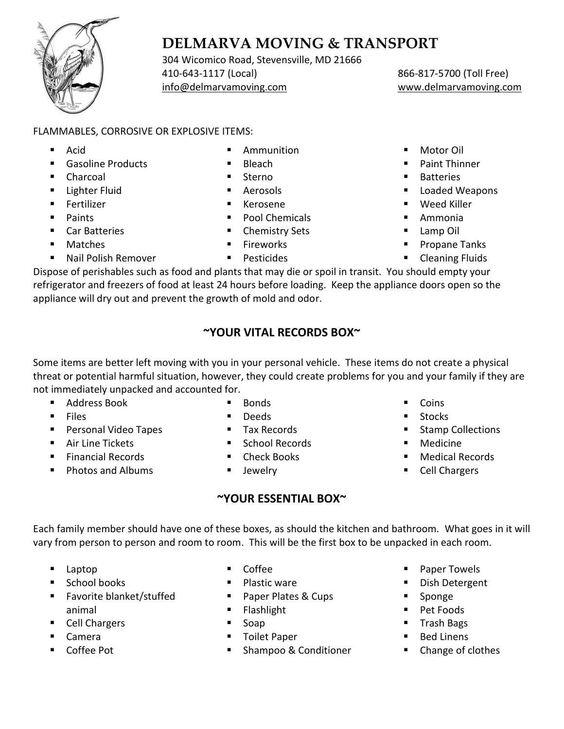# DELMARVA MOVING & TRANSPORT

304 Wicomico Road, Stevensville, MD 21666
410-643-1117 (Local) 866-817-5700 (Toll Free)
info@delmarvamoving.com www.delmarvamoving.com

FLAMMABLES, CORROSIVE OR EXPLOSIVE ITEMS:

- Acid
- Gasoline Products
- Charcoal
- Lighter Fluid
- Fertilizer
- Paints
- Car Batteries
- Matches
- Nail Polish Remover
- Ammunition
- Bleach
- Sterno
- Aerosols
- Kerosene
- Pool Chemicals
- Chemistry Sets
- Fireworks
- Pesticides
- Motor Oil
- Paint Thinner
- Batteries
- Loaded Weapons
- Weed Killer
- Ammonia
- Lamp Oil
- Propane Tanks
- Cleaning Fluids

Dispose of perishables such as food and plants that may die or spoil in transit. You should empty your refrigerator and freezers of food at least 24 hours before loading. Keep the appliance doors open so the appliance will dry out and prevent the growth of mold and odor.

## ~YOUR VITAL RECORDS BOX~

Some items are better left moving with you in your personal vehicle. These items do not create a physical threat or potential harmful situation, however, they could create problems for you and your family if they are not immediately unpacked and accounted for.

- Address Book
- Files
- Personal Video Tapes
- Air Line Tickets
- Financial Records
- Photos and Albums
- Bonds
- Deeds
- Tax Records
- School Records
- Check Books
- Jewelry
- Coins
- Stocks
- Stamp Collections
- Medicine
- Medical Records
- Cell Chargers

## ~YOUR ESSENTIAL BOX~

Each family member should have one of these boxes, as should the kitchen and bathroom. What goes in it will vary from person to person and room to room. This will be the first box to be unpacked in each room.

- Laptop
- School books
- Favorite blanket/stuffed animal
- Cell Chargers
- Camera
- Coffee Pot
- Coffee
- Plastic ware
- Paper Plates & Cups
- Flashlight
- Soap
- Toilet Paper
- Shampoo & Conditioner
- Paper Towels
- Dish Detergent
- Sponge
- Pet Foods
- Trash Bags
- Bed Linens
- Change of clothes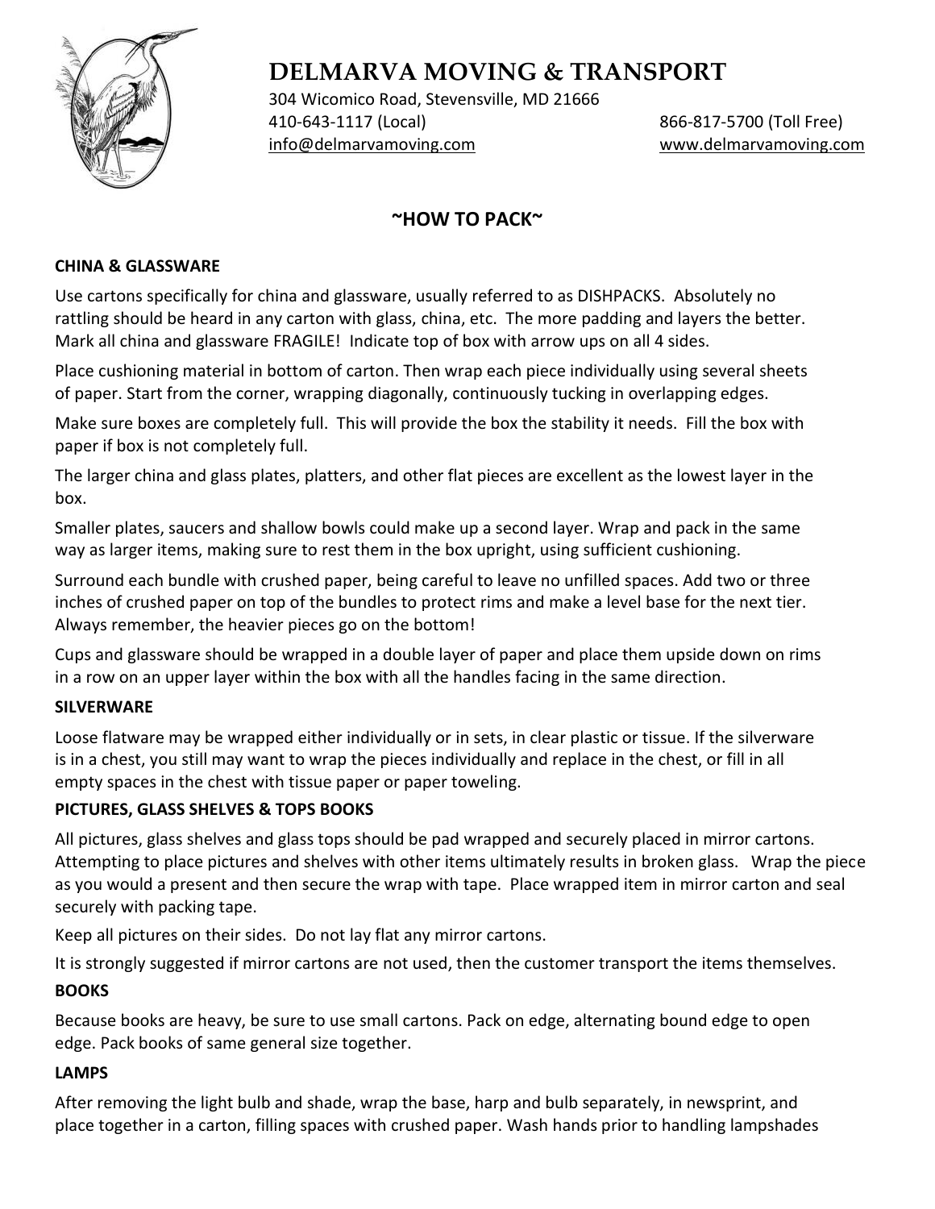# DELMARVA MOVING & TRANSPORT

304 Wicomico Road, Stevensville, MD 21666
410-643-1117 (Local) 866-817-5700 (Toll Free)
info@delmarvamoving.com www.delmarvamoving.com

## ~HOW TO PACK~

### CHINA & GLASSWARE

Use cartons specifically for china and glassware, usually referred to as DISHPACKS. Absolutely no rattling should be heard in any carton with glass, china, etc. The more padding and layers the better. Mark all china and glassware FRAGILE! Indicate top of box with arrow ups on all 4 sides.

Place cushioning material in bottom of carton. Then wrap each piece individually using several sheets of paper. Start from the corner, wrapping diagonally, continuously tucking in overlapping edges.

Make sure boxes are completely full. This will provide the box the stability it needs. Fill the box with paper if box is not completely full.

The larger china and glass plates, platters, and other flat pieces are excellent as the lowest layer in the box.

Smaller plates, saucers and shallow bowls could make up a second layer. Wrap and pack in the same way as larger items, making sure to rest them in the box upright, using sufficient cushioning.

Surround each bundle with crushed paper, being careful to leave no unfilled spaces. Add two or three inches of crushed paper on top of the bundles to protect rims and make a level base for the next tier. Always remember, the heavier pieces go on the bottom!

Cups and glassware should be wrapped in a double layer of paper and place them upside down on rims in a row on an upper layer within the box with all the handles facing in the same direction.

### SILVERWARE

Loose flatware may be wrapped either individually or in sets, in clear plastic or tissue. If the silverware is in a chest, you still may want to wrap the pieces individually and replace in the chest, or fill in all empty spaces in the chest with tissue paper or paper toweling.

### PICTURES, GLASS SHELVES & TOPS BOOKS

All pictures, glass shelves and glass tops should be pad wrapped and securely placed in mirror cartons. Attempting to place pictures and shelves with other items ultimately results in broken glass. Wrap the piece as you would a present and then secure the wrap with tape. Place wrapped item in mirror carton and seal securely with packing tape.

Keep all pictures on their sides. Do not lay flat any mirror cartons.

It is strongly suggested if mirror cartons are not used, then the customer transport the items themselves.

### BOOKS

Because books are heavy, be sure to use small cartons. Pack on edge, alternating bound edge to open edge. Pack books of same general size together.

### LAMPS

After removing the light bulb and shade, wrap the base, harp and bulb separately, in newsprint, and place together in a carton, filling spaces with crushed paper. Wash hands prior to handling lampshades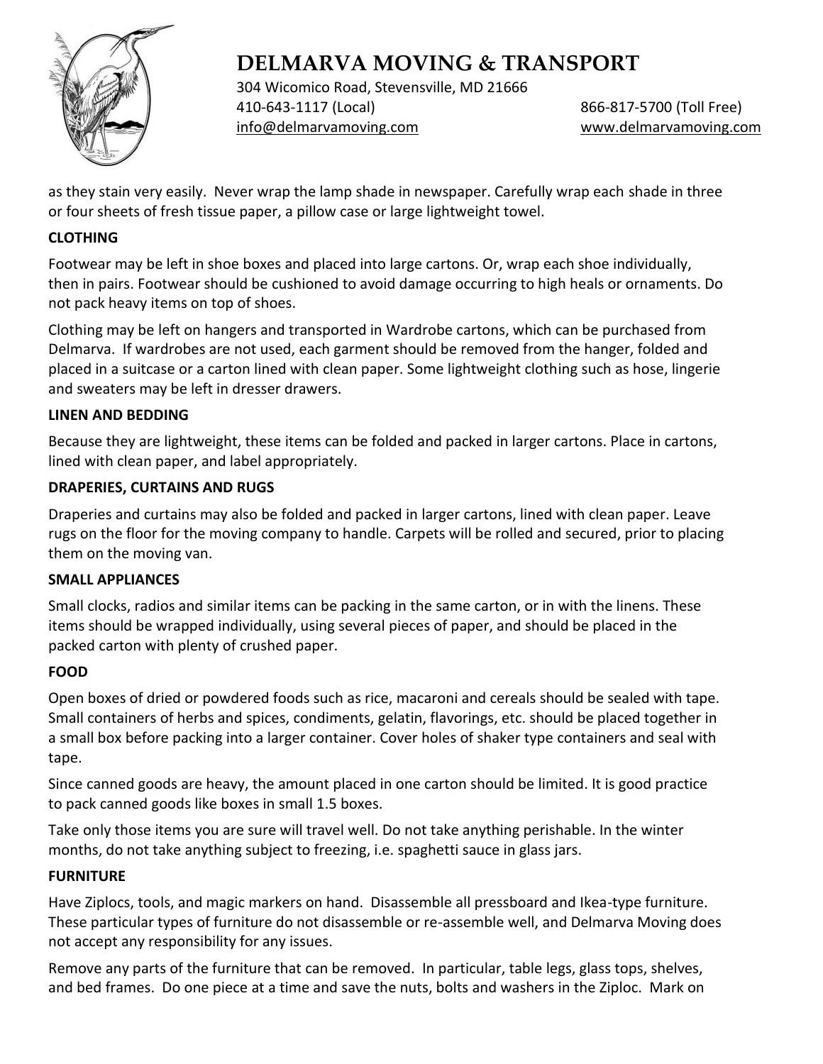as they stain very easily. Never wrap the lamp shade in newspaper. Carefully wrap each shade in three or four sheets of fresh tissue paper, a pillow case or large lightweight towel.

**CLOTHING**

Footwear may be left in shoe boxes and placed into large cartons. Or, wrap each shoe individually, then in pairs. Footwear should be cushioned to avoid damage occurring to high heals or ornaments. Do not pack heavy items on top of shoes.

Clothing may be left on hangers and transported in Wardrobe cartons, which can be purchased from Delmarva. If wardrobes are not used, each garment should be removed from the hanger, folded and placed in a suitcase or a carton lined with clean paper. Some lightweight clothing such as hose, lingerie and sweaters may be left in dresser drawers.

**LINEN AND BEDDING**

Because they are lightweight, these items can be folded and packed in larger cartons. Place in cartons, lined with clean paper, and label appropriately.

**DRAPERIES, CURTAINS AND RUGS**

Draperies and curtains may also be folded and packed in larger cartons, lined with clean paper. Leave rugs on the floor for the moving company to handle. Carpets will be rolled and secured, prior to placing them on the moving van.

**SMALL APPLIANCES**

Small clocks, radios and similar items can be packing in the same carton, or in with the linens. These items should be wrapped individually, using several pieces of paper, and should be placed in the packed carton with plenty of crushed paper.

**FOOD**

Open boxes of dried or powdered foods such as rice, macaroni and cereals should be sealed with tape. Small containers of herbs and spices, condiments, gelatin, flavorings, etc. should be placed together in a small box before packing into a larger container. Cover holes of shaker type containers and seal with tape.

Since canned goods are heavy, the amount placed in one carton should be limited. It is good practice to pack canned goods like boxes in small 1.5 boxes.

Take only those items you are sure will travel well. Do not take anything perishable. In the winter months, do not take anything subject to freezing, i.e. spaghetti sauce in glass jars.

**FURNITURE**

Have Ziplocs, tools, and magic markers on hand. Disassemble all pressboard and Ikea-type furniture. These particular types of furniture do not disassemble or re-assemble well, and Delmarva Moving does not accept any responsibility for any issues.

Remove any parts of the furniture that can be removed. In particular, table legs, glass tops, shelves, and bed frames. Do one piece at a time and save the nuts, bolts and washers in the Ziploc. Mark on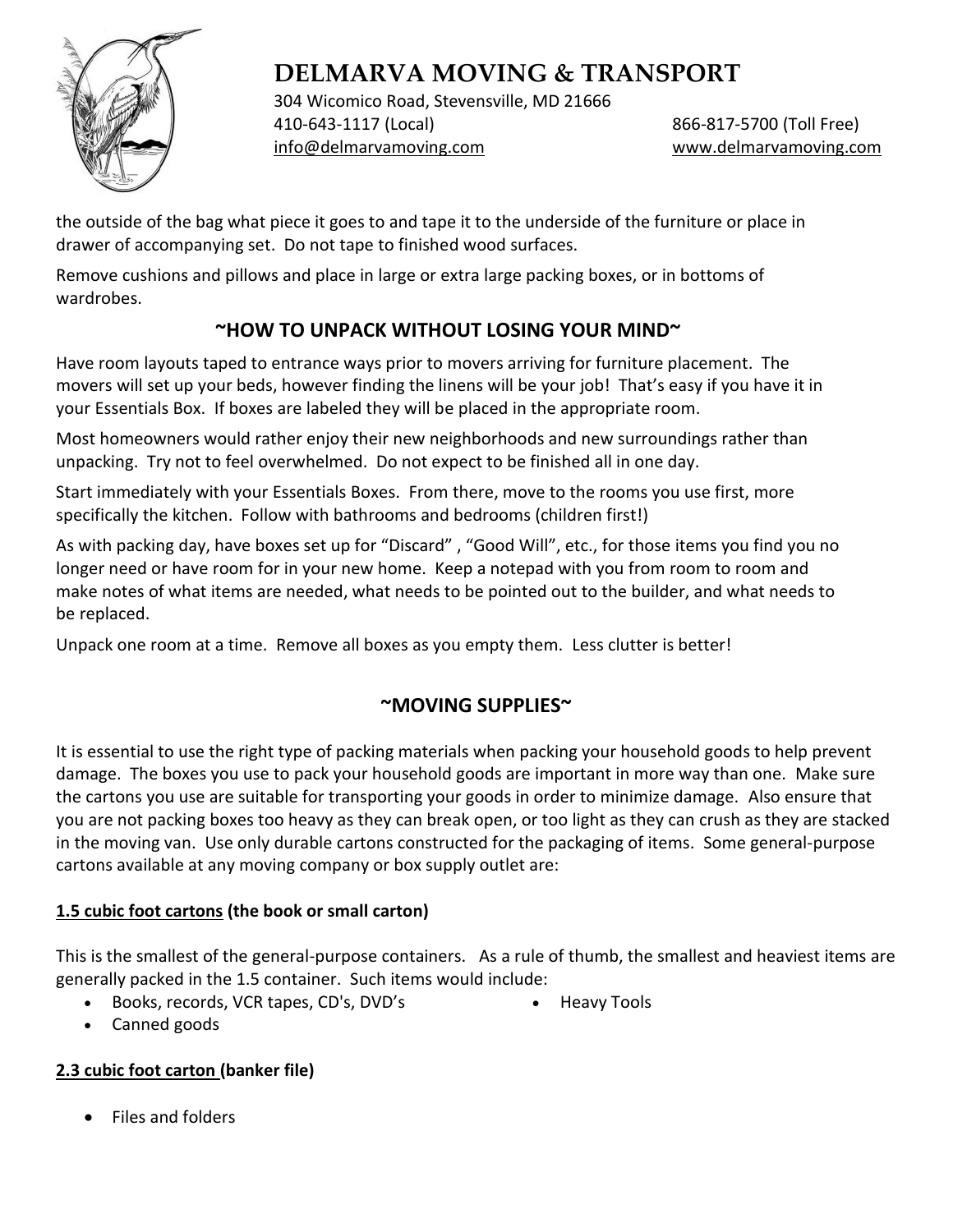the outside of the bag what piece it goes to and tape it to the underside of the furniture or place in drawer of accompanying set. Do not tape to finished wood surfaces.

Remove cushions and pillows and place in large or extra large packing boxes, or in bottoms of wardrobes.

## ~HOW TO UNPACK WITHOUT LOSING YOUR MIND~

Have room layouts taped to entrance ways prior to movers arriving for furniture placement. The movers will set up your beds, however finding the linens will be your job! That's easy if you have it in your Essentials Box. If boxes are labeled they will be placed in the appropriate room.

Most homeowners would rather enjoy their new neighborhoods and new surroundings rather than unpacking. Try not to feel overwhelmed. Do not expect to be finished all in one day.

Start immediately with your Essentials Boxes. From there, move to the rooms you use first, more specifically the kitchen. Follow with bathrooms and bedrooms (children first!)

As with packing day, have boxes set up for "Discard" , "Good Will", etc., for those items you find you no longer need or have room for in your new home. Keep a notepad with you from room to room and make notes of what items are needed, what needs to be pointed out to the builder, and what needs to be replaced.

Unpack one room at a time. Remove all boxes as you empty them. Less clutter is better!

## ~MOVING SUPPLIES~

It is essential to use the right type of packing materials when packing your household goods to help prevent damage. The boxes you use to pack your household goods are important in more way than one. Make sure the cartons you use are suitable for transporting your goods in order to minimize damage. Also ensure that you are not packing boxes too heavy as they can break open, or too light as they can crush as they are stacked in the moving van. Use only durable cartons constructed for the packaging of items. Some general-purpose cartons available at any moving company or box supply outlet are:

**1.5 cubic foot cartons (the book or small carton)**

This is the smallest of the general-purpose containers. As a rule of thumb, the smallest and heaviest items are generally packed in the 1.5 container. Such items would include:

- Books, records, VCR tapes, CD's, DVD's
- Canned goods
- Heavy Tools

**2.3 cubic foot carton (banker file)**

- Files and folders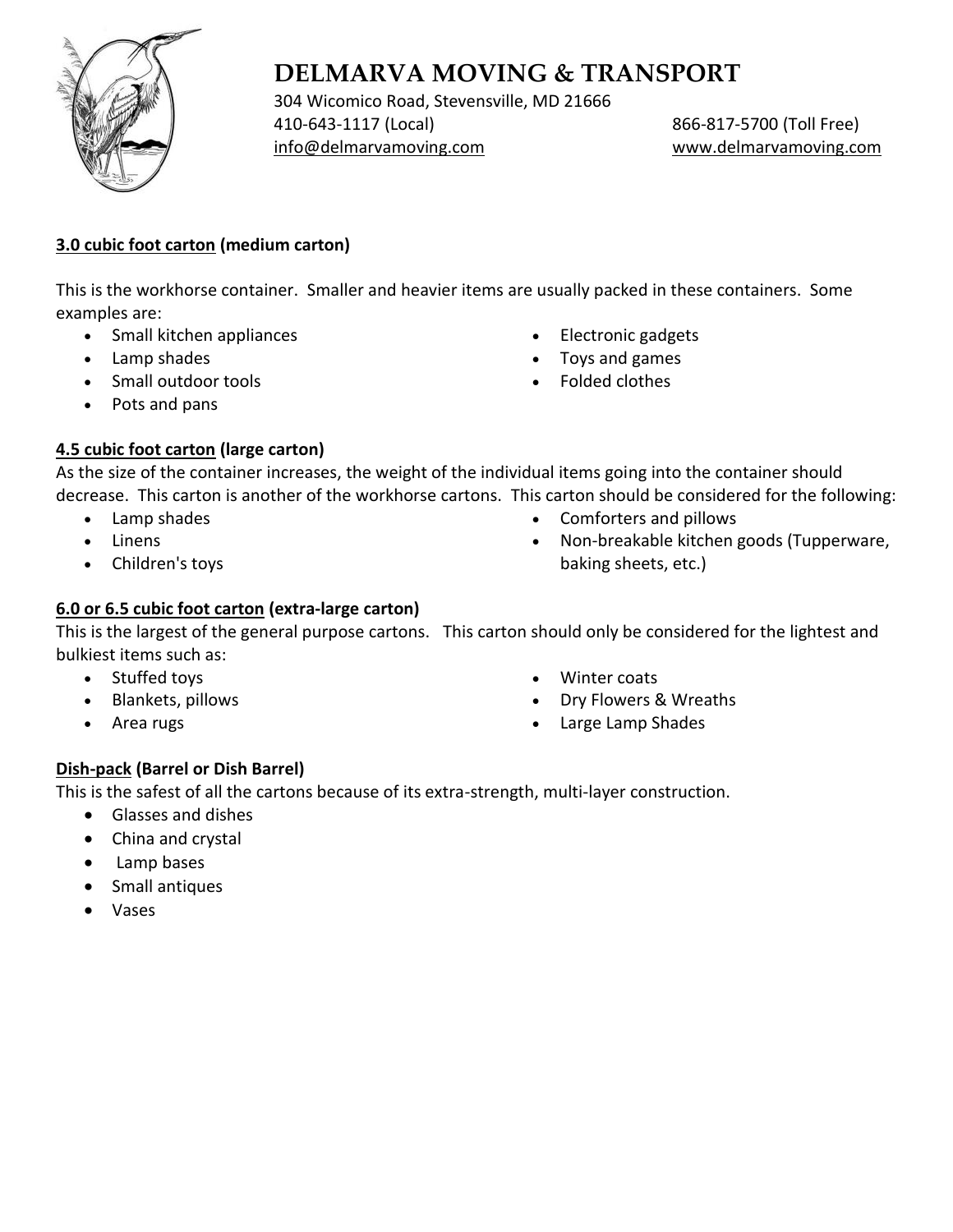# DELMARVA MOVING & TRANSPORT

304 Wicomico Road, Stevensville, MD 21666
410-643-1117 (Local) 866-817-5700 (Toll Free)
info@delmarvamoving.com www.delmarvamoving.com

**3.0 cubic foot carton (medium carton)**

This is the workhorse container. Smaller and heavier items are usually packed in these containers. Some examples are:

- Small kitchen appliances
- Lamp shades
- Small outdoor tools
- Pots and pans
- Electronic gadgets
- Toys and games
- Folded clothes

**4.5 cubic foot carton (large carton)**

As the size of the container increases, the weight of the individual items going into the container should decrease. This carton is another of the workhorse cartons. This carton should be considered for the following:

- Lamp shades
- Linens
- Children's toys
- Comforters and pillows
- Non-breakable kitchen goods (Tupperware, baking sheets, etc.)

**6.0 or 6.5 cubic foot carton (extra-large carton)**

This is the largest of the general purpose cartons. This carton should only be considered for the lightest and bulkiest items such as:

- Stuffed toys
- Blankets, pillows
- Area rugs
- Winter coats
- Dry Flowers & Wreaths
- Large Lamp Shades

**Dish-pack (Barrel or Dish Barrel)**

This is the safest of all the cartons because of its extra-strength, multi-layer construction.

- Glasses and dishes
- China and crystal
- Lamp bases
- Small antiques
- Vases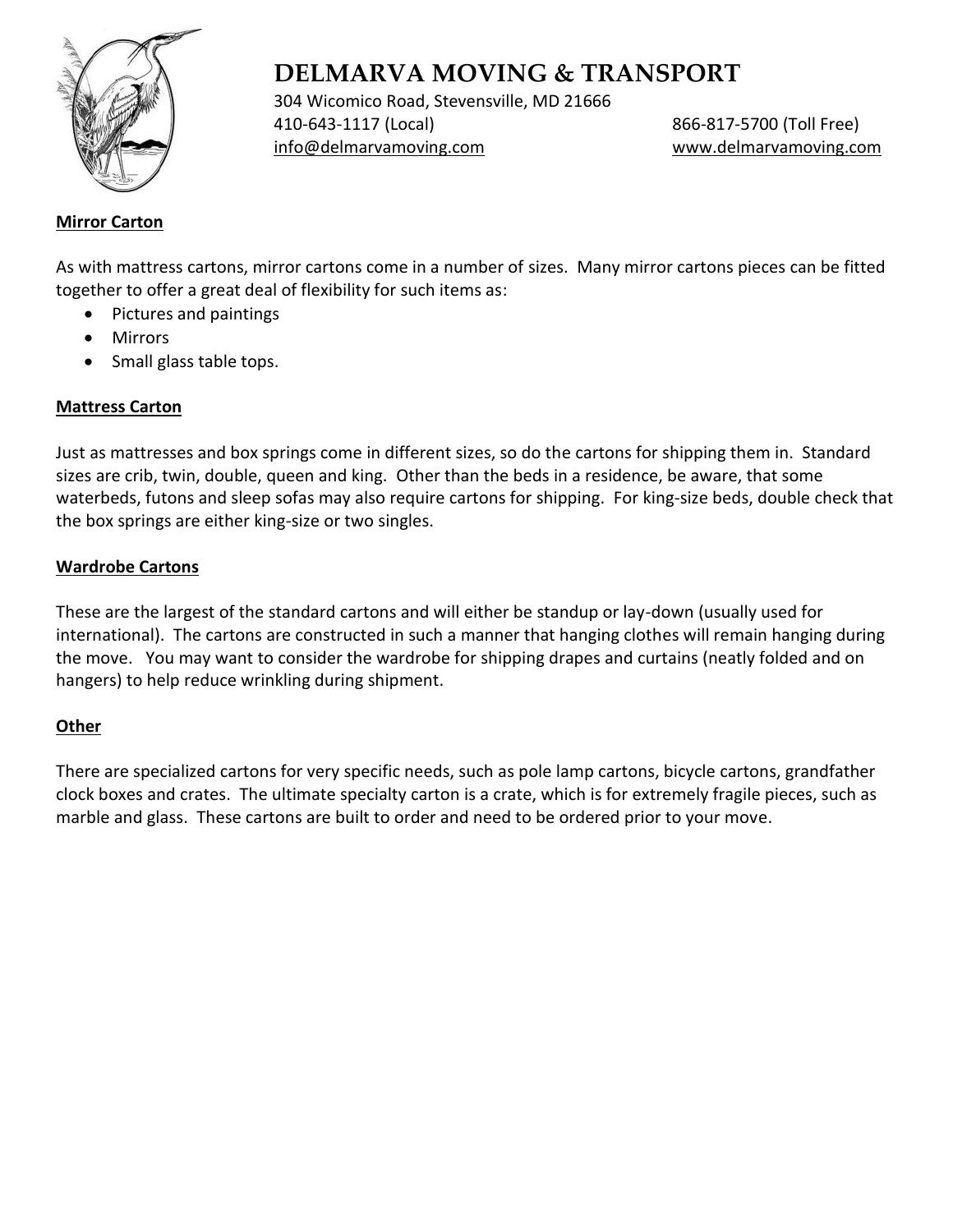# DELMARVA MOVING & TRANSPORT

304 Wicomico Road, Stevensville, MD 21666
410-643-1117 (Local) 866-817-5700 (Toll Free)
info@delmarvamoving.com www.delmarvamoving.com

**Mirror Carton**

As with mattress cartons, mirror cartons come in a number of sizes. Many mirror cartons pieces can be fitted together to offer a great deal of flexibility for such items as:

- Pictures and paintings
- Mirrors
- Small glass table tops.

**Mattress Carton**

Just as mattresses and box springs come in different sizes, so do the cartons for shipping them in. Standard sizes are crib, twin, double, queen and king. Other than the beds in a residence, be aware, that some waterbeds, futons and sleep sofas may also require cartons for shipping. For king-size beds, double check that the box springs are either king-size or two singles.

**Wardrobe Cartons**

These are the largest of the standard cartons and will either be standup or lay-down (usually used for international). The cartons are constructed in such a manner that hanging clothes will remain hanging during the move. You may want to consider the wardrobe for shipping drapes and curtains (neatly folded and on hangers) to help reduce wrinkling during shipment.

**Other**

There are specialized cartons for very specific needs, such as pole lamp cartons, bicycle cartons, grandfather clock boxes and crates. The ultimate specialty carton is a crate, which is for extremely fragile pieces, such as marble and glass. These cartons are built to order and need to be ordered prior to your move.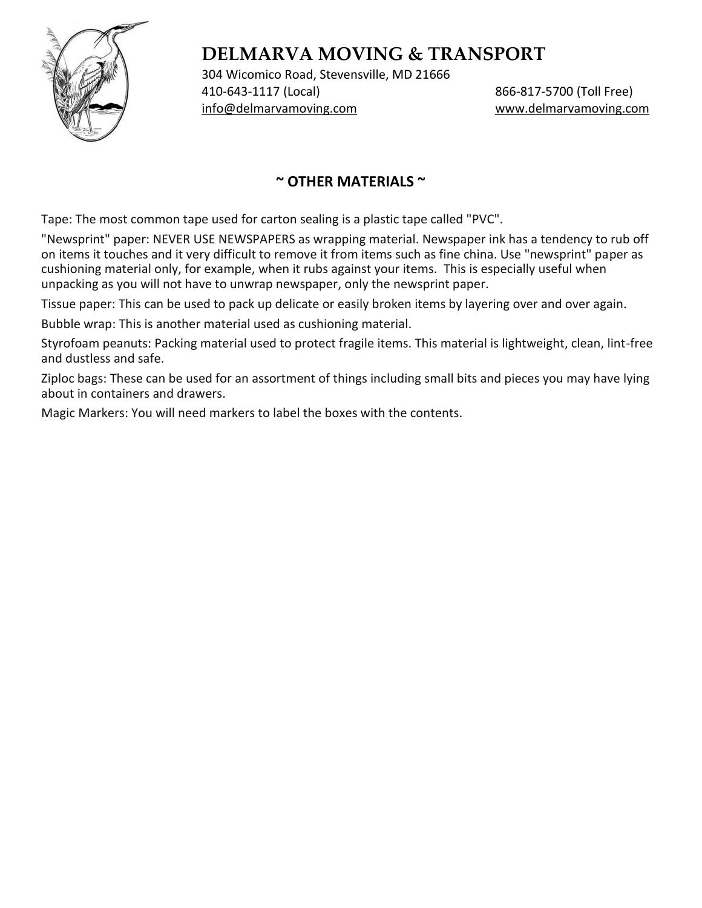# DELMARVA MOVING & TRANSPORT

304 Wicomico Road, Stevensville, MD 21666
410-643-1117 (Local) 866-817-5700 (Toll Free)
info@delmarvamoving.com www.delmarvamoving.com

## ~ OTHER MATERIALS ~

Tape: The most common tape used for carton sealing is a plastic tape called "PVC".

"Newsprint" paper: NEVER USE NEWSPAPERS as wrapping material. Newspaper ink has a tendency to rub off on items it touches and it very difficult to remove it from items such as fine china. Use "newsprint" paper as cushioning material only, for example, when it rubs against your items. This is especially useful when unpacking as you will not have to unwrap newspaper, only the newsprint paper.

Tissue paper: This can be used to pack up delicate or easily broken items by layering over and over again.

Bubble wrap: This is another material used as cushioning material.

Styrofoam peanuts: Packing material used to protect fragile items. This material is lightweight, clean, lint-free and dustless and safe.

Ziploc bags: These can be used for an assortment of things including small bits and pieces you may have lying about in containers and drawers.

Magic Markers: You will need markers to label the boxes with the contents.